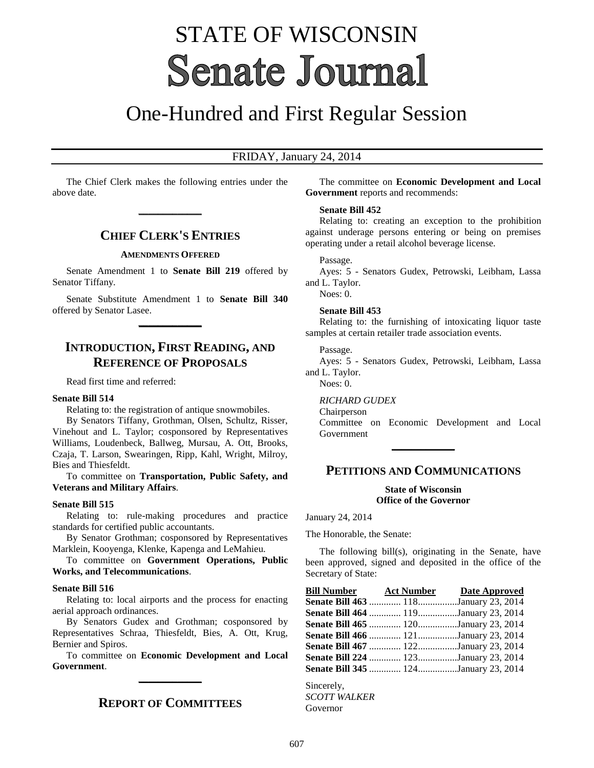# STATE OF WISCONSIN
# Senate Journal

## One-Hundred and First Regular Session

FRIDAY, January 24, 2014

The Chief Clerk makes the following entries under the above date.

## CHIEF CLERK'S ENTRIES

### AMENDMENTS OFFERED

Senate Amendment 1 to **Senate Bill 219** offered by Senator Tiffany.

Senate Substitute Amendment 1 to **Senate Bill 340** offered by Senator Lasee.

## INTRODUCTION, FIRST READING, AND REFERENCE OF PROPOSALS

Read first time and referred:

**Senate Bill 514**

Relating to: the registration of antique snowmobiles.

By Senators Tiffany, Grothman, Olsen, Schultz, Risser, Vinehout and L. Taylor; cosponsored by Representatives Williams, Loudenbeck, Ballweg, Mursau, A. Ott, Brooks, Czaja, T. Larson, Swearingen, Ripp, Kahl, Wright, Milroy, Bies and Thiesfeldt.

To committee on **Transportation, Public Safety, and Veterans and Military Affairs**.

**Senate Bill 515**

Relating to: rule-making procedures and practice standards for certified public accountants.

By Senator Grothman; cosponsored by Representatives Marklein, Kooyenga, Klenke, Kapenga and LeMahieu.

To committee on **Government Operations, Public Works, and Telecommunications**.

**Senate Bill 516**

Relating to: local airports and the process for enacting aerial approach ordinances.

By Senators Gudex and Grothman; cosponsored by Representatives Schraa, Thiesfeldt, Bies, A. Ott, Krug, Bernier and Spiros.

To committee on **Economic Development and Local Government**.

## REPORT OF COMMITTEES

The committee on **Economic Development and Local Government** reports and recommends:

**Senate Bill 452**

Relating to: creating an exception to the prohibition against underage persons entering or being on premises operating under a retail alcohol beverage license.

Passage.

Ayes: 5 - Senators Gudex, Petrowski, Leibham, Lassa and L. Taylor.

Noes: 0.

**Senate Bill 453**

Relating to: the furnishing of intoxicating liquor taste samples at certain retailer trade association events.

Passage.

Ayes: 5 - Senators Gudex, Petrowski, Leibham, Lassa and L. Taylor.

Noes: 0.

*RICHARD GUDEX*
Chairperson
Committee on Economic Development and Local Government

## PETITIONS AND COMMUNICATIONS

**State of Wisconsin**
**Office of the Governor**

January 24, 2014

The Honorable, the Senate:

The following bill(s), originating in the Senate, have been approved, signed and deposited in the office of the Secretary of State:

| Bill Number | Act Number | Date Approved |
|---|---|---|
| **Senate Bill 463** | 118 | January 23, 2014 |
| **Senate Bill 464** | 119 | January 23, 2014 |
| **Senate Bill 465** | 120 | January 23, 2014 |
| **Senate Bill 466** | 121 | January 23, 2014 |
| **Senate Bill 467** | 122 | January 23, 2014 |
| **Senate Bill 224** | 123 | January 23, 2014 |
| **Senate Bill 345** | 124 | January 23, 2014 |

Sincerely,
*SCOTT WALKER*
Governor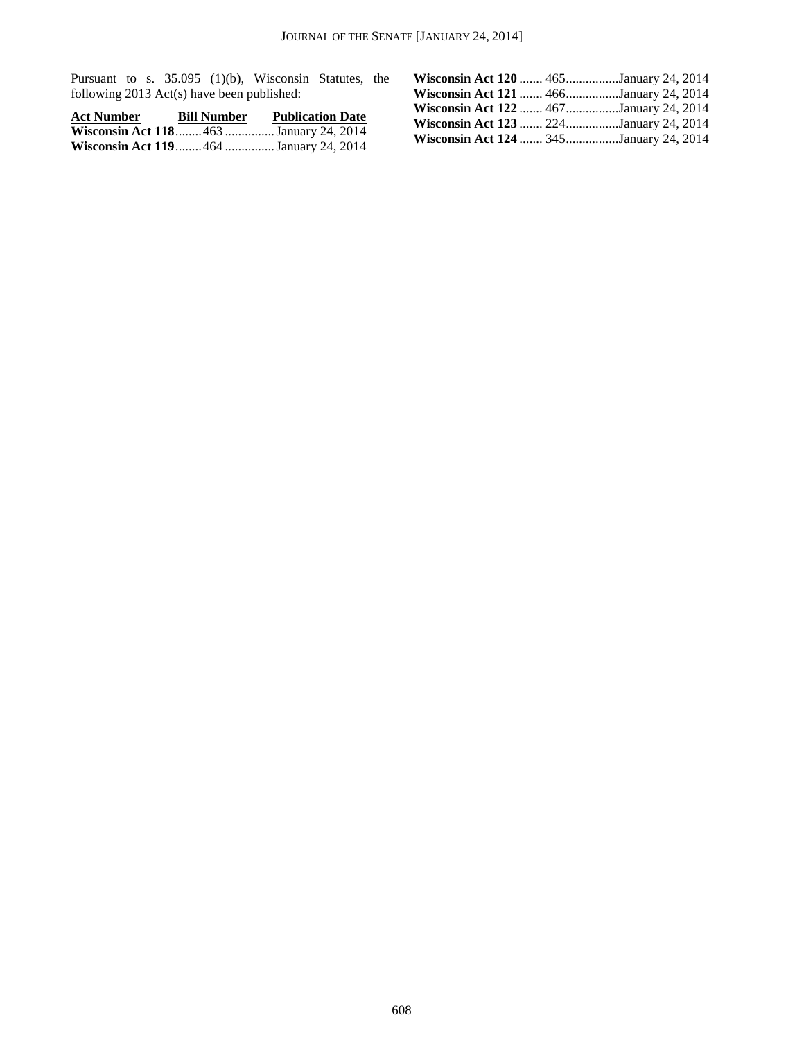Pursuant to s. 35.095 (1)(b), Wisconsin Statutes, the following 2013 Act(s) have been published:

| Act Number | Bill Number | Publication Date |
|---|---|---|
| **Wisconsin Act 118** | 463 | January 24, 2014 |
| **Wisconsin Act 119** | 464 | January 24, 2014 |
| **Wisconsin Act 120** | 465 | January 24, 2014 |
| **Wisconsin Act 121** | 466 | January 24, 2014 |
| **Wisconsin Act 122** | 467 | January 24, 2014 |
| **Wisconsin Act 123** | 224 | January 24, 2014 |
| **Wisconsin Act 124** | 345 | January 24, 2014 |